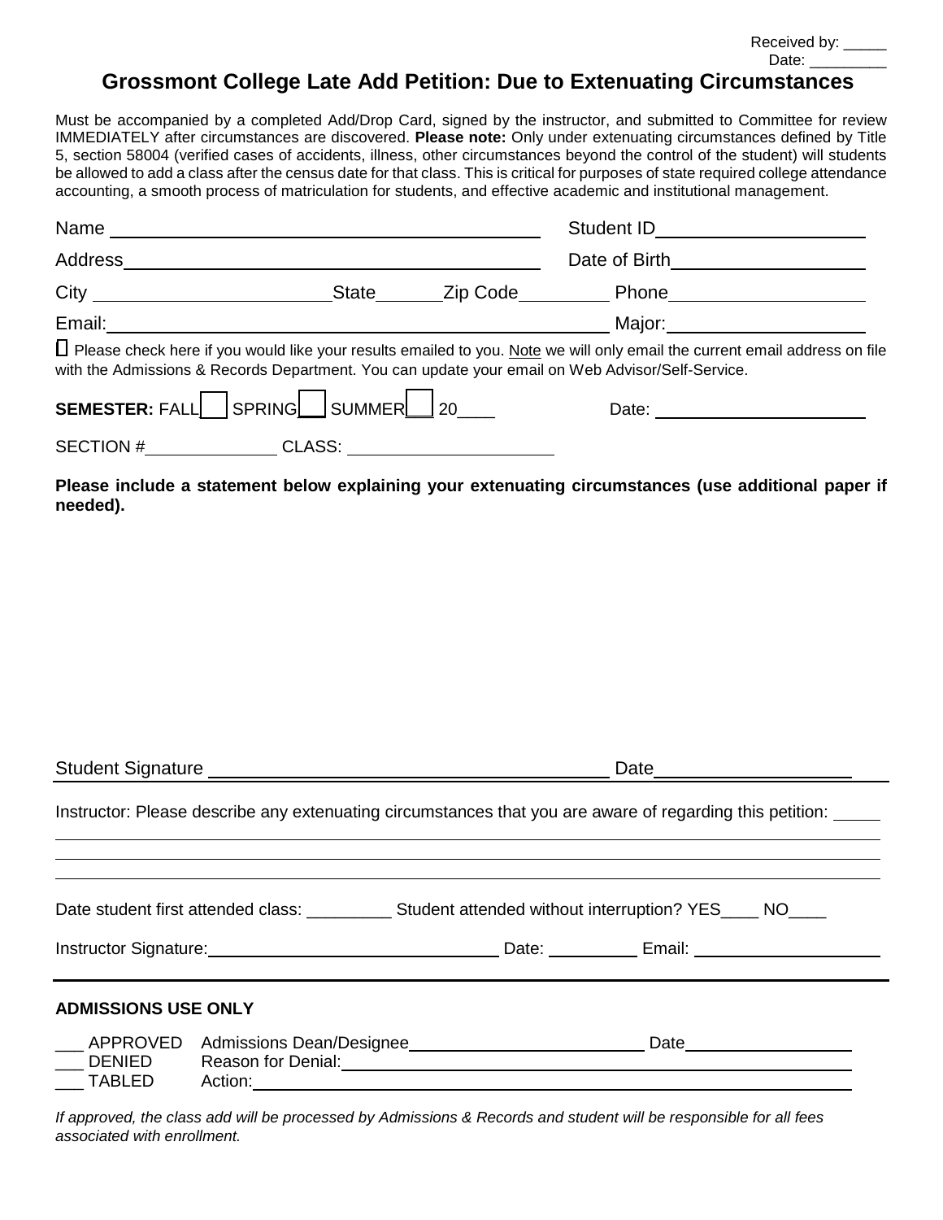Received by: _____
Date: _________

# Grossmont College Late Add Petition: Due to Extenuating Circumstances

Must be accompanied by a completed Add/Drop Card, signed by the instructor, and submitted to Committee for review IMMEDIATELY after circumstances are discovered. **Please note:** Only under extenuating circumstances defined by Title 5, section 58004 (verified cases of accidents, illness, other circumstances beyond the control of the student) will students be allowed to add a class after the census date for that class. This is critical for purposes of state required college attendance accounting, a smooth process of matriculation for students, and effective academic and institutional management.

Name ______________________________ Student ID ____________________

Address ______________________________ Date of Birth ____________________

City ____________________ State ______ Zip Code ________ Phone ____________________

Email: ______________________________ Major: ____________________

☐ Please check here if you would like your results emailed to you. Note we will only email the current email address on file with the Admissions & Records Department. You can update your email on Web Advisor/Self-Service.

**SEMESTER:** FALL☐ SPRING☐ SUMMER☐ 20____ Date: ____________________

SECTION # ____________ CLASS: ____________________

**Please include a statement below explaining your extenuating circumstances (use additional paper if needed).**

Student Signature ______________________________ Date ____________________

Instructor: Please describe any extenuating circumstances that you are aware of regarding this petition: _____

______________________________________________________________________

______________________________________________________________________

______________________________________________________________________

Date student first attended class: _________ Student attended without interruption? YES____ NO____

Instructor Signature: ______________________________ Date: __________ Email: ____________________

**ADMISSIONS USE ONLY**

___ APPROVED Admissions Dean/Designee ______________________________ Date ____________________
___ DENIED Reason for Denial: ______________________________________________________________________
___ TABLED Action: ______________________________________________________________________

*If approved, the class add will be processed by Admissions & Records and student will be responsible for all fees associated with enrollment.*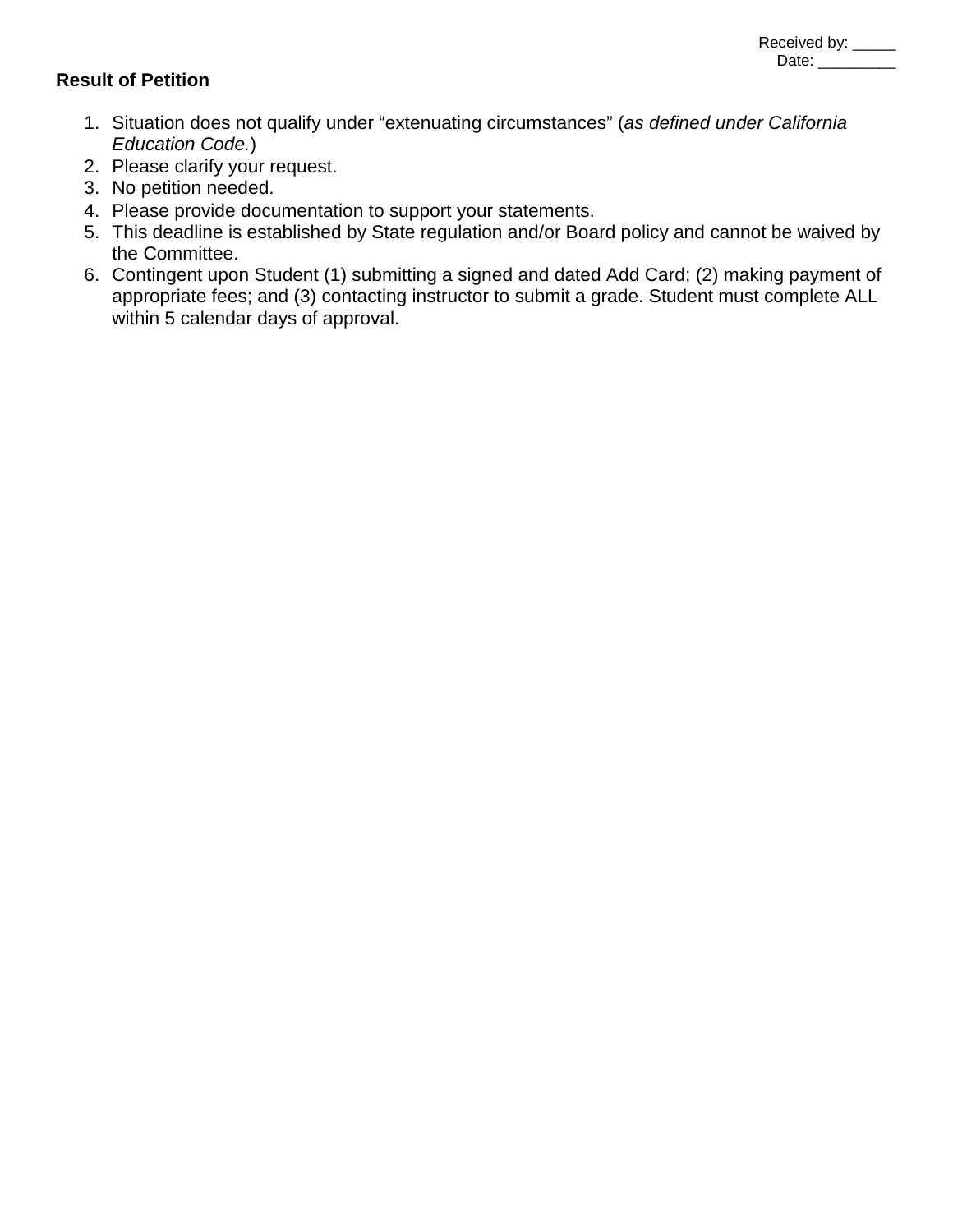Received by: _____
Date: _________

**Result of Petition**

1. Situation does not qualify under “extenuating circumstances” (*as defined under California Education Code.*)
2. Please clarify your request.
3. No petition needed.
4. Please provide documentation to support your statements.
5. This deadline is established by State regulation and/or Board policy and cannot be waived by the Committee.
6. Contingent upon Student (1) submitting a signed and dated Add Card; (2) making payment of appropriate fees; and (3) contacting instructor to submit a grade. Student must complete ALL within 5 calendar days of approval.